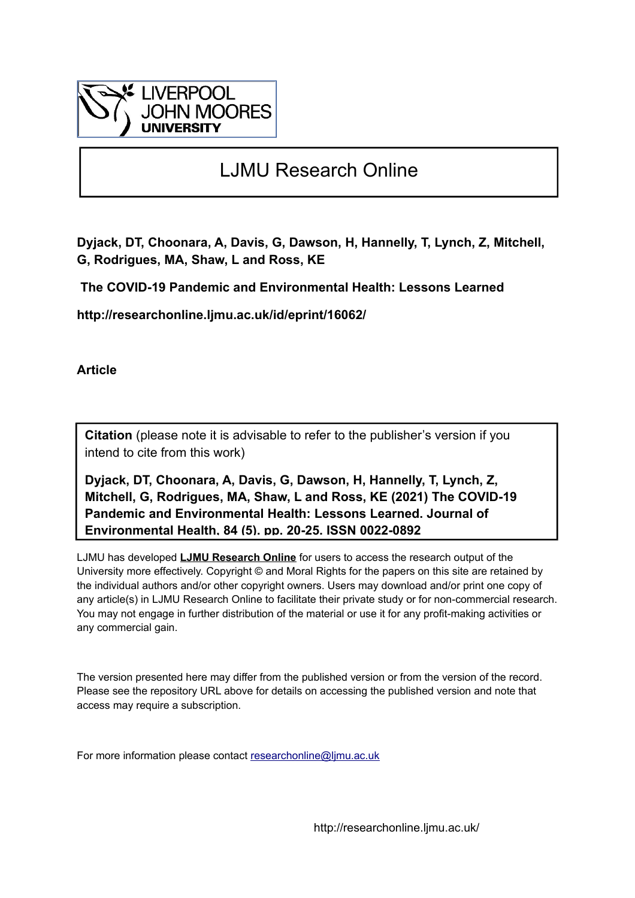LIVERPOOL JOHN MOORES UNIVERSITY

# LJMU Research Online

**Dyjack, DT, Choonara, A, Davis, G, Dawson, H, Hannelly, T, Lynch, Z, Mitchell, G, Rodrigues, MA, Shaw, L and Ross, KE**

**The COVID-19 Pandemic and Environmental Health: Lessons Learned**

**http://researchonline.ljmu.ac.uk/id/eprint/16062/**

**Article**

**Citation** (please note it is advisable to refer to the publisher's version if you intend to cite from this work)

**Dyjack, DT, Choonara, A, Davis, G, Dawson, H, Hannelly, T, Lynch, Z, Mitchell, G, Rodrigues, MA, Shaw, L and Ross, KE (2021) The COVID-19 Pandemic and Environmental Health: Lessons Learned. Journal of Environmental Health, 84 (5). pp. 20-25. ISSN 0022-0892**

LJMU has developed **LJMU Research Online** for users to access the research output of the University more effectively. Copyright © and Moral Rights for the papers on this site are retained by the individual authors and/or other copyright owners. Users may download and/or print one copy of any article(s) in LJMU Research Online to facilitate their private study or for non-commercial research. You may not engage in further distribution of the material or use it for any profit-making activities or any commercial gain.

The version presented here may differ from the published version or from the version of the record. Please see the repository URL above for details on accessing the published version and note that access may require a subscription.

For more information please contact researchonline@ljmu.ac.uk

http://researchonline.ljmu.ac.uk/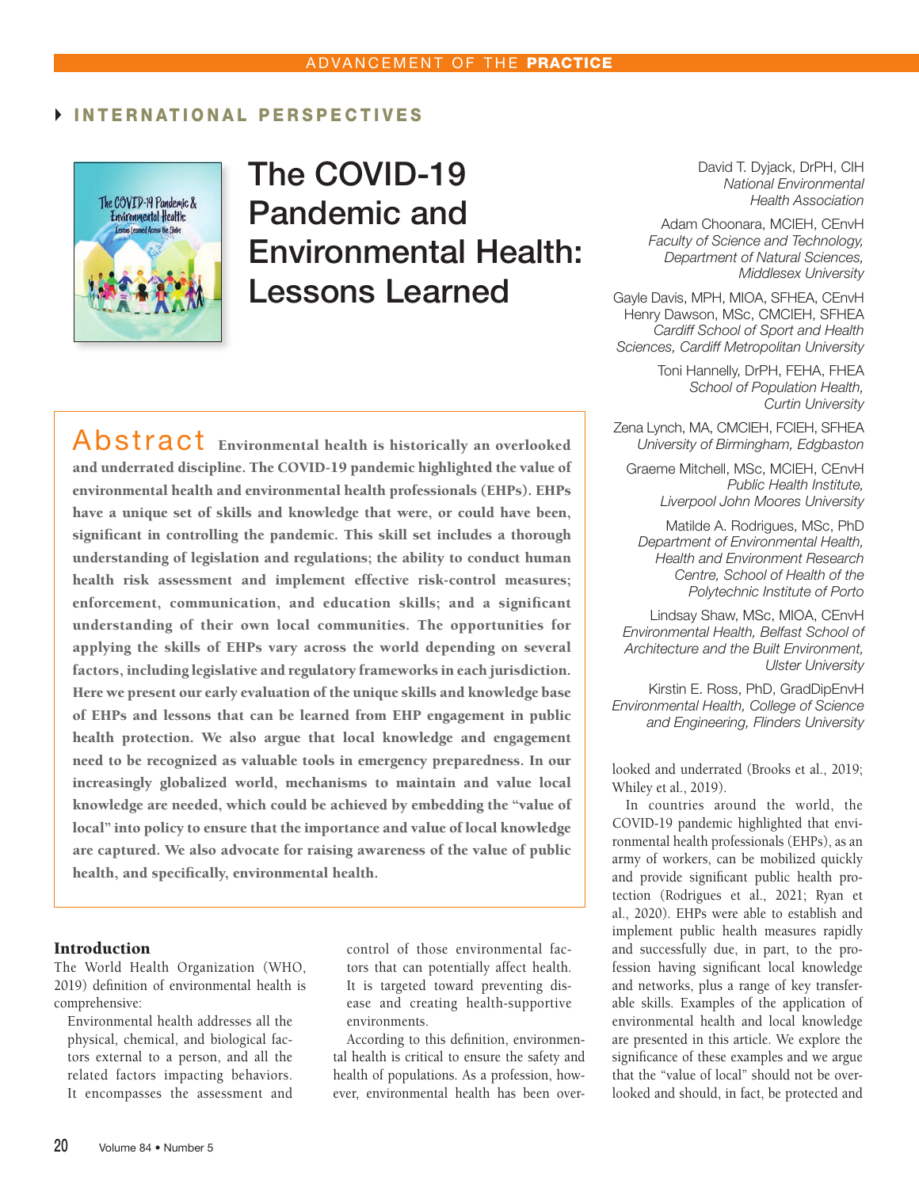## INTERNATIONAL PERSPECTIVES

# The COVID-19 Pandemic and Environmental Health: Lessons Learned

David T. Dyjack, DrPH, CIH
*National Environmental Health Association*

Adam Choonara, MCIEH, CEnvH
*Faculty of Science and Technology, Department of Natural Sciences, Middlesex University*

Gayle Davis, MPH, MIOA, SFHEA, CEnvH
Henry Dawson, MSc, CMCIEH, SFHEA
*Cardiff School of Sport and Health Sciences, Cardiff Metropolitan University*

Toni Hannelly, DrPH, FEHA, FHEA
*School of Population Health, Curtin University*

Zena Lynch, MA, CMCIEH, FCIEH, SFHEA
*University of Birmingham, Edgbaston*

Graeme Mitchell, MSc, MCIEH, CEnvH
*Public Health Institute, Liverpool John Moores University*

Matilde A. Rodrigues, MSc, PhD
*Department of Environmental Health, Health and Environment Research Centre, School of Health of the Polytechnic Institute of Porto*

Lindsay Shaw, MSc, MIOA, CEnvH
*Environmental Health, Belfast School of Architecture and the Built Environment, Ulster University*

Kirstin E. Ross, PhD, GradDipEnvH
*Environmental Health, College of Science and Engineering, Flinders University*

## Abstract

**Environmental health is historically an overlooked and underrated discipline. The COVID-19 pandemic highlighted the value of environmental health and environmental health professionals (EHPs). EHPs have a unique set of skills and knowledge that were, or could have been, significant in controlling the pandemic. This skill set includes a thorough understanding of legislation and regulations; the ability to conduct human health risk assessment and implement effective risk-control measures; enforcement, communication, and education skills; and a significant understanding of their own local communities. The opportunities for applying the skills of EHPs vary across the world depending on several factors, including legislative and regulatory frameworks in each jurisdiction. Here we present our early evaluation of the unique skills and knowledge base of EHPs and lessons that can be learned from EHP engagement in public health protection. We also argue that local knowledge and engagement need to be recognized as valuable tools in emergency preparedness. In our increasingly globalized world, mechanisms to maintain and value local knowledge are needed, which could be achieved by embedding the "value of local" into policy to ensure that the importance and value of local knowledge are captured. We also advocate for raising awareness of the value of public health, and specifically, environmental health.**

## Introduction

The World Health Organization (WHO, 2019) definition of environmental health is comprehensive:

> Environmental health addresses all the physical, chemical, and biological factors external to a person, and all the related factors impacting behaviors. It encompasses the assessment and control of those environmental factors that can potentially affect health. It is targeted toward preventing disease and creating health-supportive environments.

According to this definition, environmental health is critical to ensure the safety and health of populations. As a profession, however, environmental health has been overlooked and underrated (Brooks et al., 2019; Whiley et al., 2019).

In countries around the world, the COVID-19 pandemic highlighted that environmental health professionals (EHPs), as an army of workers, can be mobilized quickly and provide significant public health protection (Rodrigues et al., 2021; Ryan et al., 2020). EHPs were able to establish and implement public health measures rapidly and successfully due, in part, to the profession having significant local knowledge and networks, plus a range of key transferable skills. Examples of the application of environmental health and local knowledge are presented in this article. We explore the significance of these examples and we argue that the "value of local" should not be overlooked and should, in fact, be protected and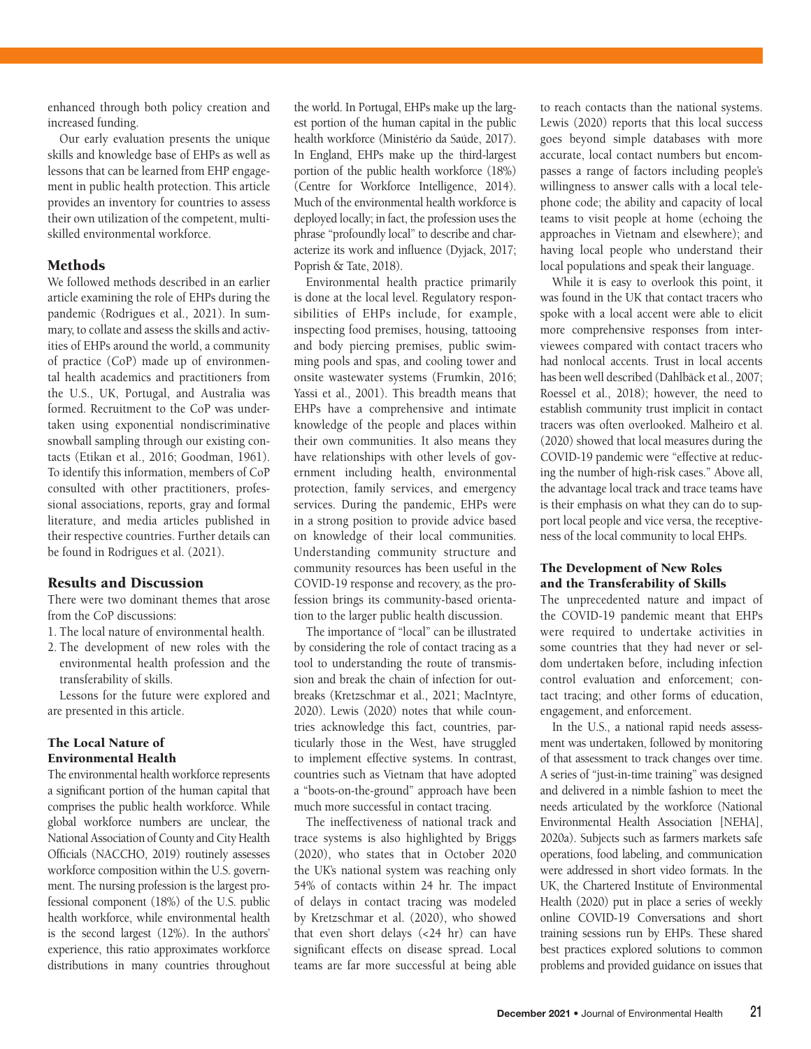enhanced through both policy creation and increased funding.

Our early evaluation presents the unique skills and knowledge base of EHPs as well as lessons that can be learned from EHP engagement in public health protection. This article provides an inventory for countries to assess their own utilization of the competent, multiskilled environmental workforce.

## Methods

We followed methods described in an earlier article examining the role of EHPs during the pandemic (Rodrigues et al., 2021). In summary, to collate and assess the skills and activities of EHPs around the world, a community of practice (CoP) made up of environmental health academics and practitioners from the U.S., UK, Portugal, and Australia was formed. Recruitment to the CoP was undertaken using exponential nondiscriminative snowball sampling through our existing contacts (Etikan et al., 2016; Goodman, 1961). To identify this information, members of CoP consulted with other practitioners, professional associations, reports, gray and formal literature, and media articles published in their respective countries. Further details can be found in Rodrigues et al. (2021).

## Results and Discussion

There were two dominant themes that arose from the CoP discussions:

1. The local nature of environmental health.
2. The development of new roles with the environmental health profession and the transferability of skills.

Lessons for the future were explored and are presented in this article.

### The Local Nature of Environmental Health

The environmental health workforce represents a significant portion of the human capital that comprises the public health workforce. While global workforce numbers are unclear, the National Association of County and City Health Officials (NACCHO, 2019) routinely assesses workforce composition within the U.S. government. The nursing profession is the largest professional component (18%) of the U.S. public health workforce, while environmental health is the second largest (12%). In the authors' experience, this ratio approximates workforce distributions in many countries throughout the world. In Portugal, EHPs make up the largest portion of the human capital in the public health workforce (Ministério da Saúde, 2017). In England, EHPs make up the third-largest portion of the public health workforce (18%) (Centre for Workforce Intelligence, 2014). Much of the environmental health workforce is deployed locally; in fact, the profession uses the phrase "profoundly local" to describe and characterize its work and influence (Dyjack, 2017; Poprish & Tate, 2018).

Environmental health practice primarily is done at the local level. Regulatory responsibilities of EHPs include, for example, inspecting food premises, housing, tattooing and body piercing premises, public swimming pools and spas, and cooling tower and onsite wastewater systems (Frumkin, 2016; Yassi et al., 2001). This breadth means that EHPs have a comprehensive and intimate knowledge of the people and places within their own communities. It also means they have relationships with other levels of government including health, environmental protection, family services, and emergency services. During the pandemic, EHPs were in a strong position to provide advice based on knowledge of their local communities. Understanding community structure and community resources has been useful in the COVID-19 response and recovery, as the profession brings its community-based orientation to the larger public health discussion.

The importance of "local" can be illustrated by considering the role of contact tracing as a tool to understanding the route of transmission and break the chain of infection for outbreaks (Kretzschmar et al., 2021; MacIntyre, 2020). Lewis (2020) notes that while countries acknowledge this fact, countries, particularly those in the West, have struggled to implement effective systems. In contrast, countries such as Vietnam that have adopted a "boots-on-the-ground" approach have been much more successful in contact tracing.

The ineffectiveness of national track and trace systems is also highlighted by Briggs (2020), who states that in October 2020 the UK's national system was reaching only 54% of contacts within 24 hr. The impact of delays in contact tracing was modeled by Kretzschmar et al. (2020), who showed that even short delays (<24 hr) can have significant effects on disease spread. Local teams are far more successful at being able to reach contacts than the national systems. Lewis (2020) reports that this local success goes beyond simple databases with more accurate, local contact numbers but encompasses a range of factors including people's willingness to answer calls with a local telephone code; the ability and capacity of local teams to visit people at home (echoing the approaches in Vietnam and elsewhere); and having local people who understand their local populations and speak their language.

While it is easy to overlook this point, it was found in the UK that contact tracers who spoke with a local accent were able to elicit more comprehensive responses from interviewees compared with contact tracers who had nonlocal accents. Trust in local accents has been well described (Dahlbäck et al., 2007; Roessel et al., 2018); however, the need to establish community trust implicit in contact tracers was often overlooked. Malheiro et al. (2020) showed that local measures during the COVID-19 pandemic were "effective at reducing the number of high-risk cases." Above all, the advantage local track and trace teams have is their emphasis on what they can do to support local people and vice versa, the receptiveness of the local community to local EHPs.

### The Development of New Roles and the Transferability of Skills

The unprecedented nature and impact of the COVID-19 pandemic meant that EHPs were required to undertake activities in some countries that they had never or seldom undertaken before, including infection control evaluation and enforcement; contact tracing; and other forms of education, engagement, and enforcement.

In the U.S., a national rapid needs assessment was undertaken, followed by monitoring of that assessment to track changes over time. A series of "just-in-time training" was designed and delivered in a nimble fashion to meet the needs articulated by the workforce (National Environmental Health Association [NEHA], 2020a). Subjects such as farmers markets safe operations, food labeling, and communication were addressed in short video formats. In the UK, the Chartered Institute of Environmental Health (2020) put in place a series of weekly online COVID-19 Conversations and short training sessions run by EHPs. These shared best practices explored solutions to common problems and provided guidance on issues that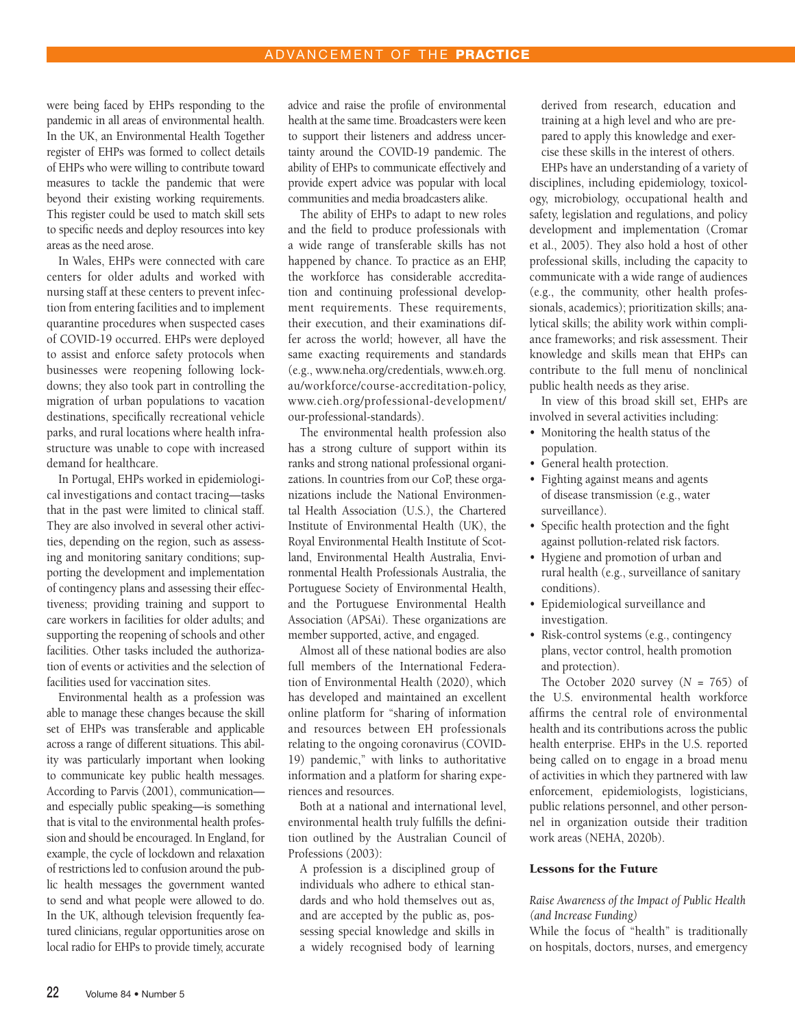were being faced by EHPs responding to the pandemic in all areas of environmental health. In the UK, an Environmental Health Together register of EHPs was formed to collect details of EHPs who were willing to contribute toward measures to tackle the pandemic that were beyond their existing working requirements. This register could be used to match skill sets to specific needs and deploy resources into key areas as the need arose.

In Wales, EHPs were connected with care centers for older adults and worked with nursing staff at these centers to prevent infection from entering facilities and to implement quarantine procedures when suspected cases of COVID-19 occurred. EHPs were deployed to assist and enforce safety protocols when businesses were reopening following lockdowns; they also took part in controlling the migration of urban populations to vacation destinations, specifically recreational vehicle parks, and rural locations where health infrastructure was unable to cope with increased demand for healthcare.

In Portugal, EHPs worked in epidemiological investigations and contact tracing—tasks that in the past were limited to clinical staff. They are also involved in several other activities, depending on the region, such as assessing and monitoring sanitary conditions; supporting the development and implementation of contingency plans and assessing their effectiveness; providing training and support to care workers in facilities for older adults; and supporting the reopening of schools and other facilities. Other tasks included the authorization of events or activities and the selection of facilities used for vaccination sites.

Environmental health as a profession was able to manage these changes because the skill set of EHPs was transferable and applicable across a range of different situations. This ability was particularly important when looking to communicate key public health messages. According to Parvis (2001), communication—and especially public speaking—is something that is vital to the environmental health profession and should be encouraged. In England, for example, the cycle of lockdown and relaxation of restrictions led to confusion around the public health messages the government wanted to send and what people were allowed to do. In the UK, although television frequently featured clinicians, regular opportunities arose on local radio for EHPs to provide timely, accurate advice and raise the profile of environmental health at the same time. Broadcasters were keen to support their listeners and address uncertainty around the COVID-19 pandemic. The ability of EHPs to communicate effectively and provide expert advice was popular with local communities and media broadcasters alike.

The ability of EHPs to adapt to new roles and the field to produce professionals with a wide range of transferable skills has not happened by chance. To practice as an EHP, the workforce has considerable accreditation and continuing professional development requirements. These requirements, their execution, and their examinations differ across the world; however, all have the same exacting requirements and standards (e.g., www.neha.org/credentials, www.eh.org.au/workforce/course-accreditation-policy, www.cieh.org/professional-development/our-professional-standards).

The environmental health profession also has a strong culture of support within its ranks and strong national professional organizations. In countries from our CoP, these organizations include the National Environmental Health Association (U.S.), the Chartered Institute of Environmental Health (UK), the Royal Environmental Health Institute of Scotland, Environmental Health Australia, Environmental Health Professionals Australia, the Portuguese Society of Environmental Health, and the Portuguese Environmental Health Association (APSAi). These organizations are member supported, active, and engaged.

Almost all of these national bodies are also full members of the International Federation of Environmental Health (2020), which has developed and maintained an excellent online platform for "sharing of information and resources between EH professionals relating to the ongoing coronavirus (COVID-19) pandemic," with links to authoritative information and a platform for sharing experiences and resources.

Both at a national and international level, environmental health truly fulfills the definition outlined by the Australian Council of Professions (2003):

> A profession is a disciplined group of individuals who adhere to ethical standards and who hold themselves out as, and are accepted by the public as, possessing special knowledge and skills in a widely recognised body of learning derived from research, education and training at a high level and who are prepared to apply this knowledge and exercise these skills in the interest of others.

EHPs have an understanding of a variety of disciplines, including epidemiology, toxicology, microbiology, occupational health and safety, legislation and regulations, and policy development and implementation (Cromar et al., 2005). They also hold a host of other professional skills, including the capacity to communicate with a wide range of audiences (e.g., the community, other health professionals, academics); prioritization skills; analytical skills; the ability work within compliance frameworks; and risk assessment. Their knowledge and skills mean that EHPs can contribute to the full menu of nonclinical public health needs as they arise.

In view of this broad skill set, EHPs are involved in several activities including:

- Monitoring the health status of the population.
- General health protection.
- Fighting against means and agents of disease transmission (e.g., water surveillance).
- Specific health protection and the fight against pollution-related risk factors.
- Hygiene and promotion of urban and rural health (e.g., surveillance of sanitary conditions).
- Epidemiological surveillance and investigation.
- Risk-control systems (e.g., contingency plans, vector control, health promotion and protection).

The October 2020 survey ($N = 765$) of the U.S. environmental health workforce affirms the central role of environmental health and its contributions across the public health enterprise. EHPs in the U.S. reported being called on to engage in a broad menu of activities in which they partnered with law enforcement, epidemiologists, logisticians, public relations personnel, and other personnel in organization outside their tradition work areas (NEHA, 2020b).

## Lessons for the Future

*Raise Awareness of the Impact of Public Health (and Increase Funding)*

While the focus of "health" is traditionally on hospitals, doctors, nurses, and emergency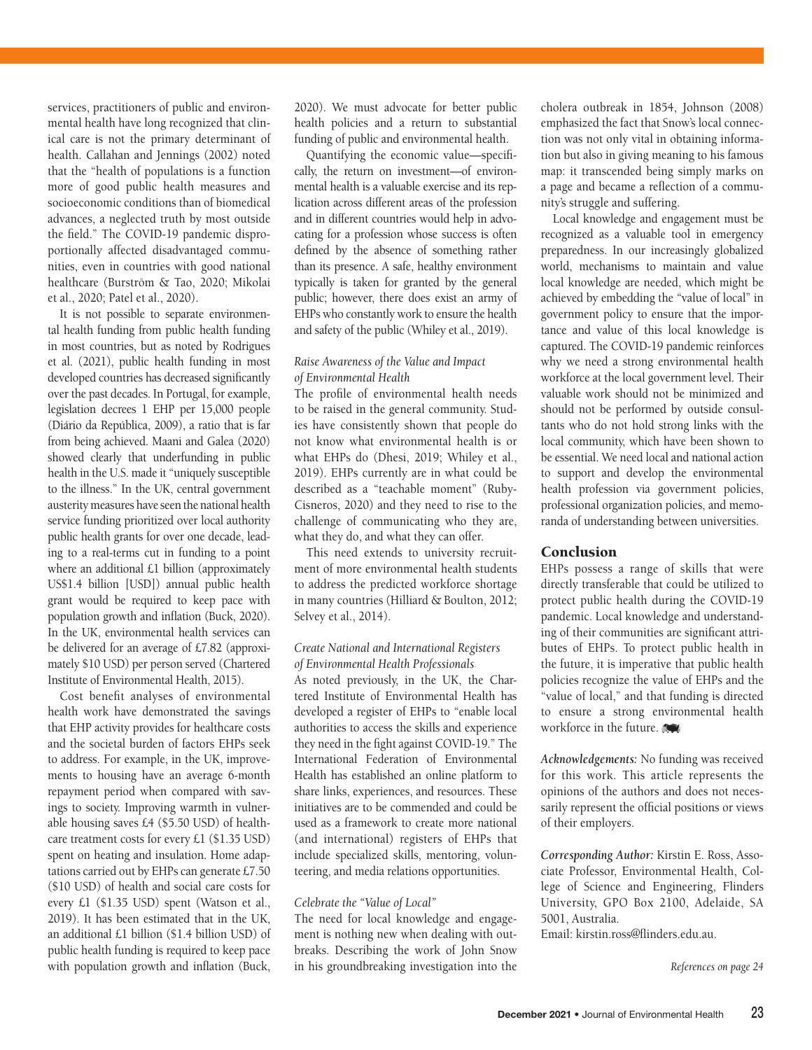services, practitioners of public and environmental health have long recognized that clinical care is not the primary determinant of health. Callahan and Jennings (2002) noted that the "health of populations is a function more of good public health measures and socioeconomic conditions than of biomedical advances, a neglected truth by most outside the field." The COVID-19 pandemic disproportionally affected disadvantaged communities, even in countries with good national healthcare (Burström & Tao, 2020; Mikolai et al., 2020; Patel et al., 2020).

It is not possible to separate environmental health funding from public health funding in most countries, but as noted by Rodrigues et al. (2021), public health funding in most developed countries has decreased significantly over the past decades. In Portugal, for example, legislation decrees 1 EHP per 15,000 people (Diário da República, 2009), a ratio that is far from being achieved. Maani and Galea (2020) showed clearly that underfunding in public health in the U.S. made it "uniquely susceptible to the illness." In the UK, central government austerity measures have seen the national health service funding prioritized over local authority public health grants for over one decade, leading to a real-terms cut in funding to a point where an additional £1 billion (approximately US$1.4 billion [USD]) annual public health grant would be required to keep pace with population growth and inflation (Buck, 2020). In the UK, environmental health services can be delivered for an average of £7.82 (approximately $10 USD) per person served (Chartered Institute of Environmental Health, 2015).

Cost benefit analyses of environmental health work have demonstrated the savings that EHP activity provides for healthcare costs and the societal burden of factors EHPs seek to address. For example, in the UK, improvements to housing have an average 6-month repayment period when compared with savings to society. Improving warmth in vulnerable housing saves £4 ($5.50 USD) of healthcare treatment costs for every £1 ($1.35 USD) spent on heating and insulation. Home adaptations carried out by EHPs can generate £7.50 ($10 USD) of health and social care costs for every £1 ($1.35 USD) spent (Watson et al., 2019). It has been estimated that in the UK, an additional £1 billion ($1.4 billion USD) of public health funding is required to keep pace with population growth and inflation (Buck, 2020). We must advocate for better public health policies and a return to substantial funding of public and environmental health.

Quantifying the economic value—specifically, the return on investment—of environmental health is a valuable exercise and its replication across different areas of the profession and in different countries would help in advocating for a profession whose success is often defined by the absence of something rather than its presence. A safe, healthy environment typically is taken for granted by the general public; however, there does exist an army of EHPs who constantly work to ensure the health and safety of the public (Whiley et al., 2019).

*Raise Awareness of the Value and Impact of Environmental Health*

The profile of environmental health needs to be raised in the general community. Studies have consistently shown that people do not know what environmental health is or what EHPs do (Dhesi, 2019; Whiley et al., 2019). EHPs currently are in what could be described as a "teachable moment" (Ruby-Cisneros, 2020) and they need to rise to the challenge of communicating who they are, what they do, and what they can offer.

This need extends to university recruitment of more environmental health students to address the predicted workforce shortage in many countries (Hilliard & Boulton, 2012; Selvey et al., 2014).

*Create National and International Registers of Environmental Health Professionals*

As noted previously, in the UK, the Chartered Institute of Environmental Health has developed a register of EHPs to "enable local authorities to access the skills and experience they need in the fight against COVID-19." The International Federation of Environmental Health has established an online platform to share links, experiences, and resources. These initiatives are to be commended and could be used as a framework to create more national (and international) registers of EHPs that include specialized skills, mentoring, volunteering, and media relations opportunities.

*Celebrate the "Value of Local"*

The need for local knowledge and engagement is nothing new when dealing with outbreaks. Describing the work of John Snow in his groundbreaking investigation into the cholera outbreak in 1854, Johnson (2008) emphasized the fact that Snow's local connection was not only vital in obtaining information but also in giving meaning to his famous map: it transcended being simply marks on a page and became a reflection of a community's struggle and suffering.

Local knowledge and engagement must be recognized as a valuable tool in emergency preparedness. In our increasingly globalized world, mechanisms to maintain and value local knowledge are needed, which might be achieved by embedding the "value of local" in government policy to ensure that the importance and value of this local knowledge is captured. The COVID-19 pandemic reinforces why we need a strong environmental health workforce at the local government level. Their valuable work should not be minimized and should not be performed by outside consultants who do not hold strong links with the local community, which have been shown to be essential. We need local and national action to support and develop the environmental health profession via government policies, professional organization policies, and memoranda of understanding between universities.

## Conclusion

EHPs possess a range of skills that were directly transferable that could be utilized to protect public health during the COVID-19 pandemic. Local knowledge and understanding of their communities are significant attributes of EHPs. To protect public health in the future, it is imperative that public health policies recognize the value of EHPs and the "value of local," and that funding is directed to ensure a strong environmental health workforce in the future.

***Acknowledgements:*** No funding was received for this work. This article represents the opinions of the authors and does not necessarily represent the official positions or views of their employers.

***Corresponding Author:*** Kirstin E. Ross, Associate Professor, Environmental Health, College of Science and Engineering, Flinders University, GPO Box 2100, Adelaide, SA 5001, Australia.
Email: kirstin.ross@flinders.edu.au.

*References on page 24*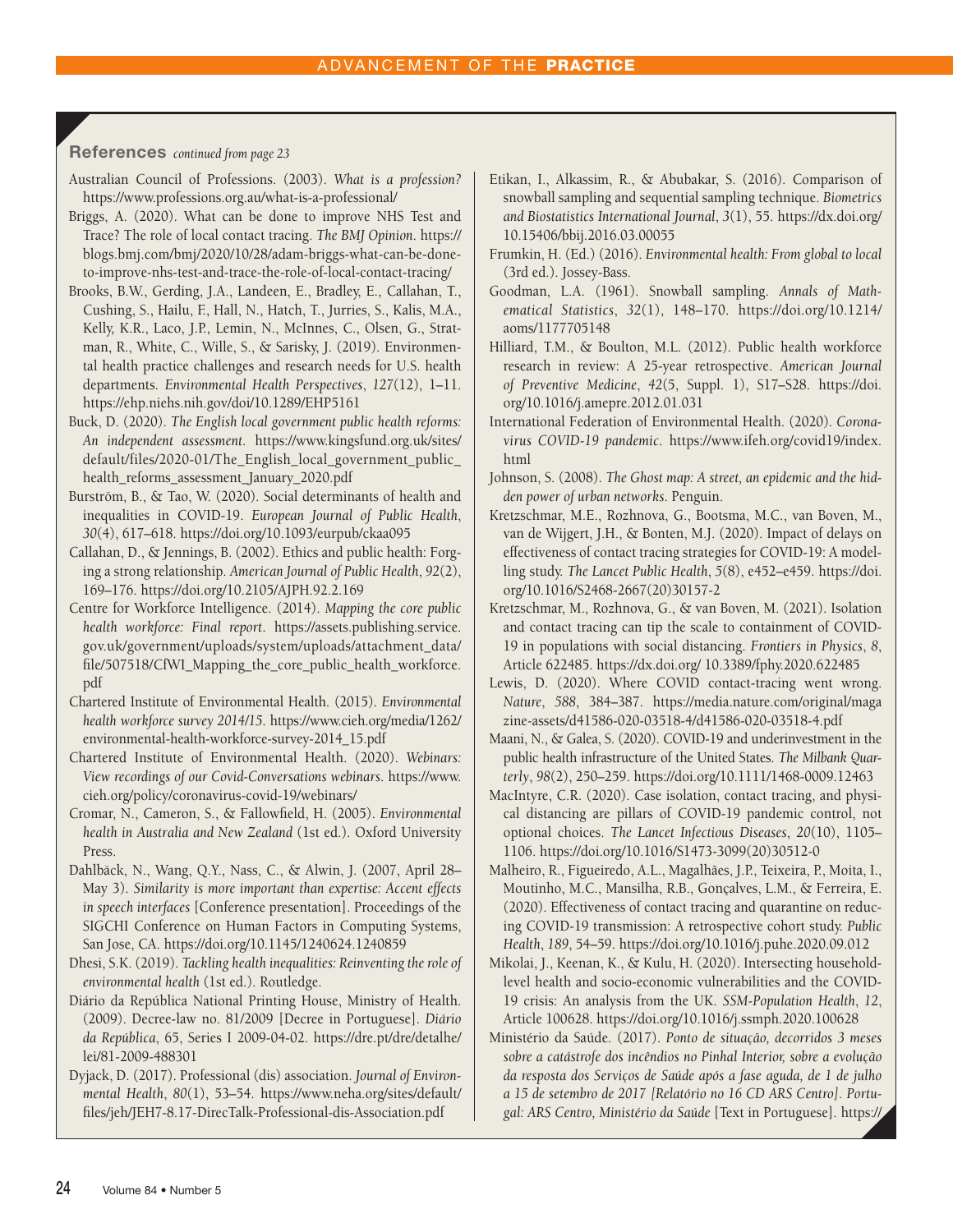## References *continued from page 23*

Australian Council of Professions. (2003). *What is a profession?* https://www.professions.org.au/what-is-a-professional/

Briggs, A. (2020). What can be done to improve NHS Test and Trace? The role of local contact tracing. *The BMJ Opinion*. https://blogs.bmj.com/bmj/2020/10/28/adam-briggs-what-can-be-done-to-improve-nhs-test-and-trace-the-role-of-local-contact-tracing/

Brooks, B.W., Gerding, J.A., Landeen, E., Bradley, E., Callahan, T., Cushing, S., Hailu, F., Hall, N., Hatch, T., Jurries, S., Kalis, M.A., Kelly, K.R., Laco, J.P., Lemin, N., McInnes, C., Olsen, G., Stratman, R., White, C., Wille, S., & Sarisky, J. (2019). Environmental health practice challenges and research needs for U.S. health departments. *Environmental Health Perspectives*, *127*(12), 1–11. https://ehp.niehs.nih.gov/doi/10.1289/EHP5161

Buck, D. (2020). *The English local government public health reforms: An independent assessment*. https://www.kingsfund.org.uk/sites/default/files/2020-01/The_English_local_government_public_health_reforms_assessment_January_2020.pdf

Burström, B., & Tao, W. (2020). Social determinants of health and inequalities in COVID-19. *European Journal of Public Health*, *30*(4), 617–618. https://doi.org/10.1093/eurpub/ckaa095

Callahan, D., & Jennings, B. (2002). Ethics and public health: Forging a strong relationship. *American Journal of Public Health*, *92*(2), 169–176. https://doi.org/10.2105/AJPH.92.2.169

Centre for Workforce Intelligence. (2014). *Mapping the core public health workforce: Final report*. https://assets.publishing.service.gov.uk/government/uploads/system/uploads/attachment_data/file/507518/CfWI_Mapping_the_core_public_health_workforce.pdf

Chartered Institute of Environmental Health. (2015). *Environmental health workforce survey 2014/15*. https://www.cieh.org/media/1262/environmental-health-workforce-survey-2014_15.pdf

Chartered Institute of Environmental Health. (2020). *Webinars: View recordings of our Covid-Conversations webinars*. https://www.cieh.org/policy/coronavirus-covid-19/webinars/

Cromar, N., Cameron, S., & Fallowfield, H. (2005). *Environmental health in Australia and New Zealand* (1st ed.). Oxford University Press.

Dahlbäck, N., Wang, Q.Y., Nass, C., & Alwin, J. (2007, April 28–May 3). *Similarity is more important than expertise: Accent effects in speech interfaces* [Conference presentation]. Proceedings of the SIGCHI Conference on Human Factors in Computing Systems, San Jose, CA. https://doi.org/10.1145/1240624.1240859

Dhesi, S.K. (2019). *Tackling health inequalities: Reinventing the role of environmental health* (1st ed.). Routledge.

Diário da República National Printing House, Ministry of Health. (2009). Decree-law no. 81/2009 [Decree in Portuguese]. *Diário da República*, 65, Series I 2009-04-02. https://dre.pt/dre/detalhe/lei/81-2009-488301

Dyjack, D. (2017). Professional (dis) association. *Journal of Environmental Health*, *80*(1), 53–54. https://www.neha.org/sites/default/files/jeh/JEH7-8.17-DirecTalk-Professional-dis-Association.pdf

Etikan, I., Alkassim, R., & Abubakar, S. (2016). Comparison of snowball sampling and sequential sampling technique. *Biometrics and Biostatistics International Journal*, *3*(1), 55. https://dx.doi.org/10.15406/bbij.2016.03.00055

Frumkin, H. (Ed.) (2016). *Environmental health: From global to local* (3rd ed.). Jossey-Bass.

Goodman, L.A. (1961). Snowball sampling. *Annals of Mathematical Statistics*, *32*(1), 148–170. https://doi.org/10.1214/aoms/1177705148

Hilliard, T.M., & Boulton, M.L. (2012). Public health workforce research in review: A 25-year retrospective. *American Journal of Preventive Medicine*, *42*(5, Suppl. 1), S17–S28. https://doi.org/10.1016/j.amepre.2012.01.031

International Federation of Environmental Health. (2020). *Coronavirus COVID-19 pandemic*. https://www.ifeh.org/covid19/index.html

Johnson, S. (2008). *The Ghost map: A street, an epidemic and the hidden power of urban networks*. Penguin.

Kretzschmar, M.E., Rozhnova, G., Bootsma, M.C., van Boven, M., van de Wijgert, J.H., & Bonten, M.J. (2020). Impact of delays on effectiveness of contact tracing strategies for COVID-19: A modelling study. *The Lancet Public Health*, *5*(8), e452–e459. https://doi.org/10.1016/S2468-2667(20)30157-2

Kretzschmar, M., Rozhnova, G., & van Boven, M. (2021). Isolation and contact tracing can tip the scale to containment of COVID-19 in populations with social distancing. *Frontiers in Physics*, *8*, Article 622485. https://dx.doi.org/ 10.3389/fphy.2020.622485

Lewis, D. (2020). Where COVID contact-tracing went wrong. *Nature*, *588*, 384–387. https://media.nature.com/original/magazine-assets/d41586-020-03518-4/d41586-020-03518-4.pdf

Maani, N., & Galea, S. (2020). COVID-19 and underinvestment in the public health infrastructure of the United States. *The Milbank Quarterly*, *98*(2), 250–259. https://doi.org/10.1111/1468-0009.12463

MacIntyre, C.R. (2020). Case isolation, contact tracing, and physical distancing are pillars of COVID-19 pandemic control, not optional choices. *The Lancet Infectious Diseases*, *20*(10), 1105–1106. https://doi.org/10.1016/S1473-3099(20)30512-0

Malheiro, R., Figueiredo, A.L., Magalhães, J.P., Teixeira, P., Moita, I., Moutinho, M.C., Mansilha, R.B., Gonçalves, L.M., & Ferreira, E. (2020). Effectiveness of contact tracing and quarantine on reducing COVID-19 transmission: A retrospective cohort study. *Public Health*, *189*, 54–59. https://doi.org/10.1016/j.puhe.2020.09.012

Mikolai, J., Keenan, K., & Kulu, H. (2020). Intersecting household-level health and socio-economic vulnerabilities and the COVID-19 crisis: An analysis from the UK. *SSM-Population Health*, *12*, Article 100628. https://doi.org/10.1016/j.ssmph.2020.100628

Ministério da Saúde. (2017). *Ponto de situação, decorridos 3 meses sobre a catástrofe dos incêndios no Pinhal Interior, sobre a evolução da resposta dos Serviços de Saúde após a fase aguda, de 1 de julho a 15 de setembro de 2017 [Relatório no 16 CD ARS Centro]. Portugal: ARS Centro, Ministério da Saúde* [Text in Portuguese]. https://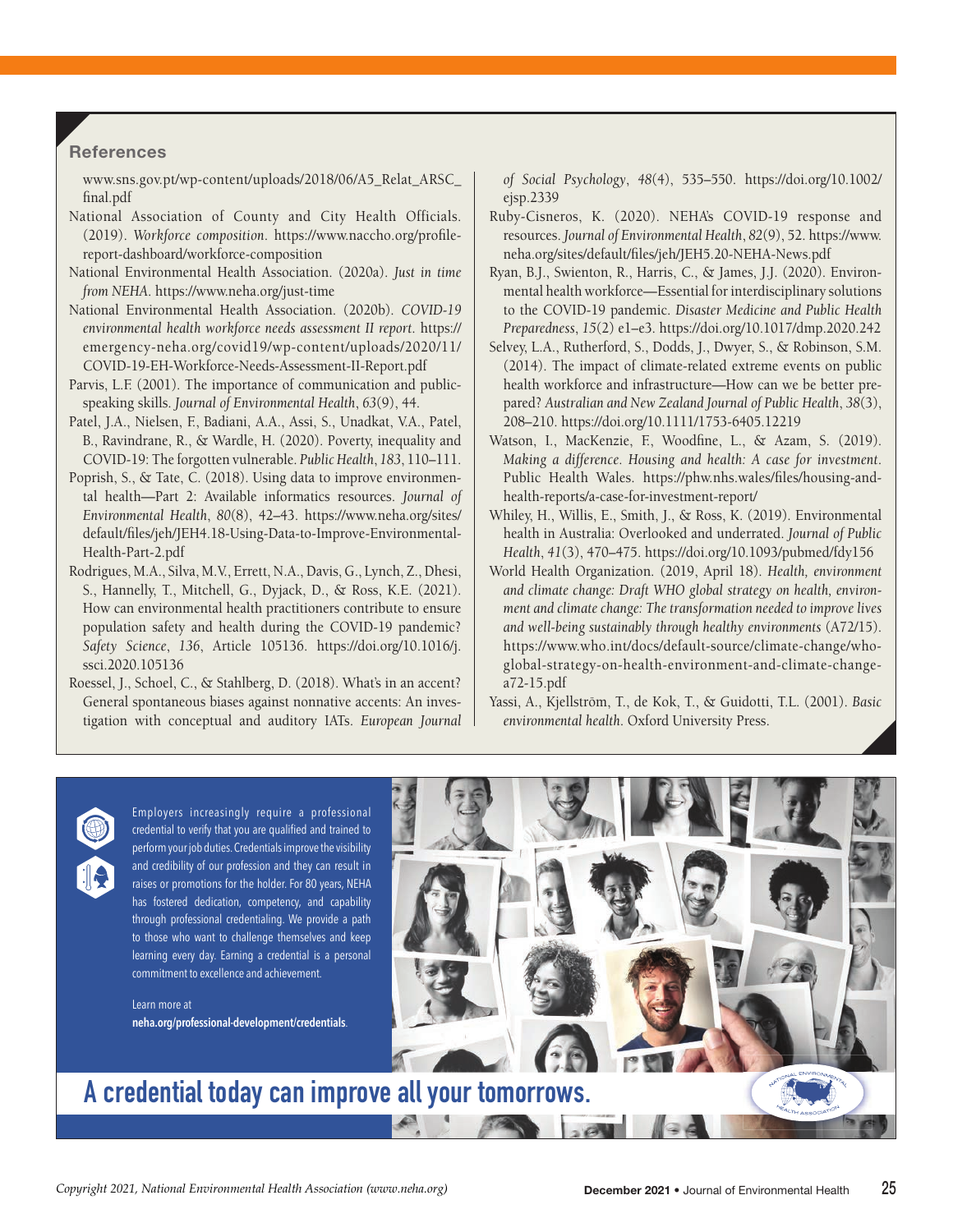## References

www.sns.gov.pt/wp-content/uploads/2018/06/A5_Relat_ARSC_final.pdf

National Association of County and City Health Officials. (2019). *Workforce composition*. https://www.naccho.org/profile-report-dashboard/workforce-composition

National Environmental Health Association. (2020a). *Just in time from NEHA*. https://www.neha.org/just-time

National Environmental Health Association. (2020b). *COVID-19 environmental health workforce needs assessment II report*. https://emergency-neha.org/covid19/wp-content/uploads/2020/11/COVID-19-EH-Workforce-Needs-Assessment-II-Report.pdf

Parvis, L.F. (2001). The importance of communication and public-speaking skills. *Journal of Environmental Health*, *63*(9), 44.

Patel, J.A., Nielsen, F., Badiani, A.A., Assi, S., Unadkat, V.A., Patel, B., Ravindrane, R., & Wardle, H. (2020). Poverty, inequality and COVID-19: The forgotten vulnerable. *Public Health*, *183*, 110–111.

Poprish, S., & Tate, C. (2018). Using data to improve environmental health—Part 2: Available informatics resources. *Journal of Environmental Health*, *80*(8), 42–43. https://www.neha.org/sites/default/files/jeh/JEH4.18-Using-Data-to-Improve-Environmental-Health-Part-2.pdf

Rodrigues, M.A., Silva, M.V., Errett, N.A., Davis, G., Lynch, Z., Dhesi, S., Hannelly, T., Mitchell, G., Dyjack, D., & Ross, K.E. (2021). How can environmental health practitioners contribute to ensure population safety and health during the COVID-19 pandemic? *Safety Science*, *136*, Article 105136. https://doi.org/10.1016/j.ssci.2020.105136

Roessel, J., Schoel, C., & Stahlberg, D. (2018). What's in an accent? General spontaneous biases against nonnative accents: An investigation with conceptual and auditory IATs. *European Journal of Social Psychology*, *48*(4), 535–550. https://doi.org/10.1002/ejsp.2339

Ruby-Cisneros, K. (2020). NEHA's COVID-19 response and resources. *Journal of Environmental Health*, *82*(9), 52. https://www.neha.org/sites/default/files/jeh/JEH5.20-NEHA-News.pdf

Ryan, B.J., Swienton, R., Harris, C., & James, J.J. (2020). Environmental health workforce—Essential for interdisciplinary solutions to the COVID-19 pandemic. *Disaster Medicine and Public Health Preparedness*, *15*(2) e1–e3. https://doi.org/10.1017/dmp.2020.242

Selvey, L.A., Rutherford, S., Dodds, J., Dwyer, S., & Robinson, S.M. (2014). The impact of climate-related extreme events on public health workforce and infrastructure—How can we be better prepared? *Australian and New Zealand Journal of Public Health*, *38*(3), 208–210. https://doi.org/10.1111/1753-6405.12219

Watson, I., MacKenzie, F., Woodfine, L., & Azam, S. (2019). *Making a difference. Housing and health: A case for investment*. Public Health Wales. https://phw.nhs.wales/files/housing-and-health-reports/a-case-for-investment-report/

Whiley, H., Willis, E., Smith, J., & Ross, K. (2019). Environmental health in Australia: Overlooked and underrated. *Journal of Public Health*, *41*(3), 470–475. https://doi.org/10.1093/pubmed/fdy156

World Health Organization. (2019, April 18). *Health, environment and climate change: Draft WHO global strategy on health, environment and climate change: The transformation needed to improve lives and well-being sustainably through healthy environments* (A72/15). https://www.who.int/docs/default-source/climate-change/who-global-strategy-on-health-environment-and-climate-change-a72-15.pdf

Yassi, A., Kjellström, T., de Kok, T., & Guidotti, T.L. (2001). *Basic environmental health*. Oxford University Press.

Employers increasingly require a professional credential to verify that you are qualified and trained to perform your job duties. Credentials improve the visibility and credibility of our profession and they can result in raises or promotions for the holder. For 80 years, NEHA has fostered dedication, competency, and capability through professional credentialing. We provide a path to those who want to challenge themselves and keep learning every day. Earning a credential is a personal commitment to excellence and achievement.

Learn more at **neha.org/professional-development/credentials**.

**A credential today can improve all your tomorrows.**